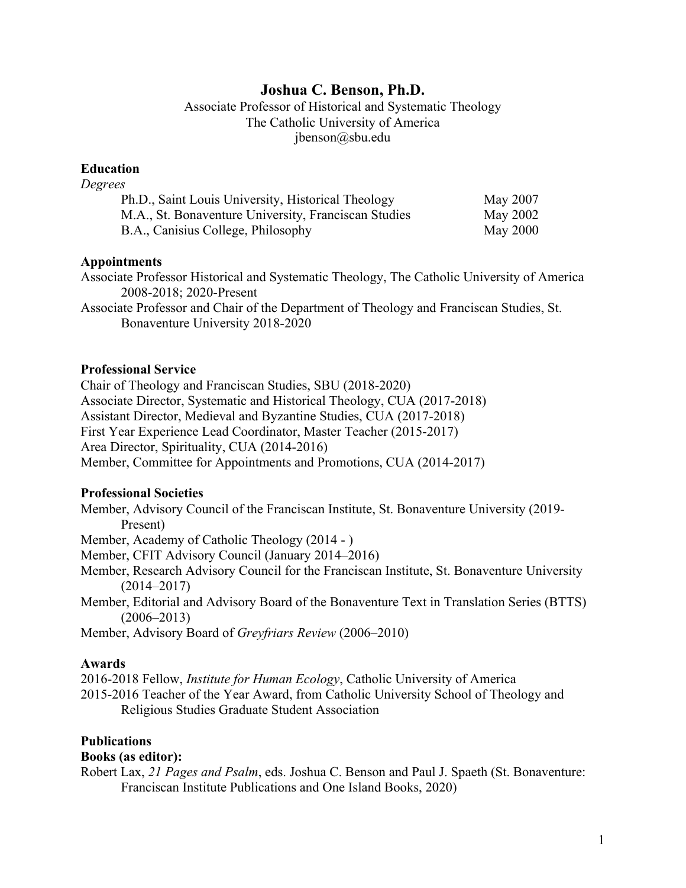# Joshua C. Benson, Ph.D.

Associate Professor of Historical and Systematic Theology
The Catholic University of America
jbenson@sbu.edu

## Education

*Degrees*

| | |
|---|---|
| Ph.D., Saint Louis University, Historical Theology | May 2007 |
| M.A., St. Bonaventure University, Franciscan Studies | May 2002 |
| B.A., Canisius College, Philosophy | May 2000 |

## Appointments

Associate Professor Historical and Systematic Theology, The Catholic University of America 2008-2018; 2020-Present

Associate Professor and Chair of the Department of Theology and Franciscan Studies, St. Bonaventure University 2018-2020

## Professional Service

Chair of Theology and Franciscan Studies, SBU (2018-2020)
Associate Director, Systematic and Historical Theology, CUA (2017-2018)
Assistant Director, Medieval and Byzantine Studies, CUA (2017-2018)
First Year Experience Lead Coordinator, Master Teacher (2015-2017)
Area Director, Spirituality, CUA (2014-2016)
Member, Committee for Appointments and Promotions, CUA (2014-2017)

## Professional Societies

Member, Advisory Council of the Franciscan Institute, St. Bonaventure University (2019-Present)

Member, Academy of Catholic Theology (2014 - )

Member, CFIT Advisory Council (January 2014–2016)

Member, Research Advisory Council for the Franciscan Institute, St. Bonaventure University (2014–2017)

Member, Editorial and Advisory Board of the Bonaventure Text in Translation Series (BTTS) (2006–2013)

Member, Advisory Board of *Greyfriars Review* (2006–2010)

## Awards

2016-2018 Fellow, *Institute for Human Ecology*, Catholic University of America

2015-2016 Teacher of the Year Award, from Catholic University School of Theology and Religious Studies Graduate Student Association

## Publications

**Books (as editor):**

Robert Lax, *21 Pages and Psalm*, eds. Joshua C. Benson and Paul J. Spaeth (St. Bonaventure: Franciscan Institute Publications and One Island Books, 2020)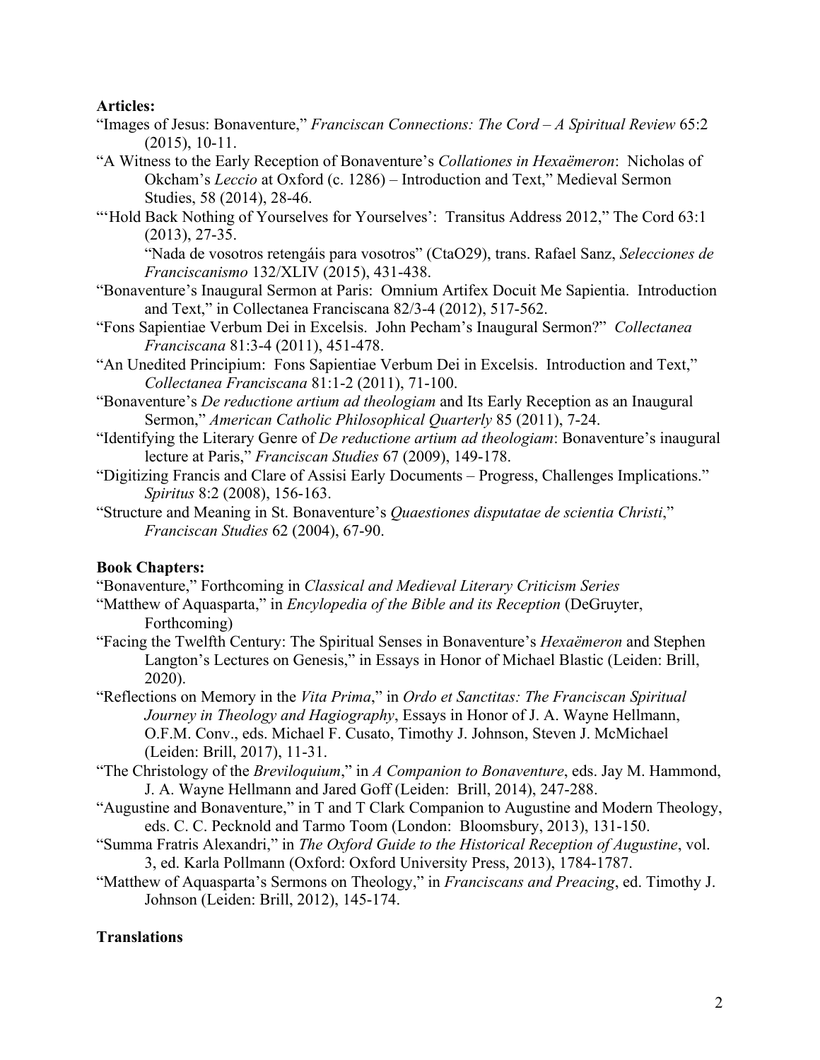**Articles:**

"Images of Jesus: Bonaventure," *Franciscan Connections: The Cord – A Spiritual Review* 65:2 (2015), 10-11.

"A Witness to the Early Reception of Bonaventure's *Collationes in Hexaëmeron*: Nicholas of Okcham's *Leccio* at Oxford (c. 1286) – Introduction and Text," Medieval Sermon Studies, 58 (2014), 28-46.

"'Hold Back Nothing of Yourselves for Yourselves': Transitus Address 2012," The Cord 63:1 (2013), 27-35.

"Nada de vosotros retengáis para vosotros" (CtaO29), trans. Rafael Sanz, *Selecciones de Franciscanismo* 132/XLIV (2015), 431-438.

"Bonaventure's Inaugural Sermon at Paris: Omnium Artifex Docuit Me Sapientia. Introduction and Text," in Collectanea Franciscana 82/3-4 (2012), 517-562.

"Fons Sapientiae Verbum Dei in Excelsis. John Pecham's Inaugural Sermon?" *Collectanea Franciscana* 81:3-4 (2011), 451-478.

"An Unedited Principium: Fons Sapientiae Verbum Dei in Excelsis. Introduction and Text," *Collectanea Franciscana* 81:1-2 (2011), 71-100.

"Bonaventure's *De reductione artium ad theologiam* and Its Early Reception as an Inaugural Sermon," *American Catholic Philosophical Quarterly* 85 (2011), 7-24.

"Identifying the Literary Genre of *De reductione artium ad theologiam*: Bonaventure's inaugural lecture at Paris," *Franciscan Studies* 67 (2009), 149-178.

"Digitizing Francis and Clare of Assisi Early Documents – Progress, Challenges Implications." *Spiritus* 8:2 (2008), 156-163.

"Structure and Meaning in St. Bonaventure's *Quaestiones disputatae de scientia Christi*," *Franciscan Studies* 62 (2004), 67-90.

**Book Chapters:**

"Bonaventure," Forthcoming in *Classical and Medieval Literary Criticism Series*

"Matthew of Aquasparta," in *Encylopedia of the Bible and its Reception* (DeGruyter, Forthcoming)

"Facing the Twelfth Century: The Spiritual Senses in Bonaventure's *Hexaëmeron* and Stephen Langton's Lectures on Genesis," in Essays in Honor of Michael Blastic (Leiden: Brill, 2020).

"Reflections on Memory in the *Vita Prima*," in *Ordo et Sanctitas: The Franciscan Spiritual Journey in Theology and Hagiography*, Essays in Honor of J. A. Wayne Hellmann, O.F.M. Conv., eds. Michael F. Cusato, Timothy J. Johnson, Steven J. McMichael (Leiden: Brill, 2017), 11-31.

"The Christology of the *Breviloquium*," in *A Companion to Bonaventure*, eds. Jay M. Hammond, J. A. Wayne Hellmann and Jared Goff (Leiden: Brill, 2014), 247-288.

"Augustine and Bonaventure," in T and T Clark Companion to Augustine and Modern Theology, eds. C. C. Pecknold and Tarmo Toom (London: Bloomsbury, 2013), 131-150.

"Summa Fratris Alexandri," in *The Oxford Guide to the Historical Reception of Augustine*, vol. 3, ed. Karla Pollmann (Oxford: Oxford University Press, 2013), 1784-1787.

"Matthew of Aquasparta's Sermons on Theology," in *Franciscans and Preacing*, ed. Timothy J. Johnson (Leiden: Brill, 2012), 145-174.

**Translations**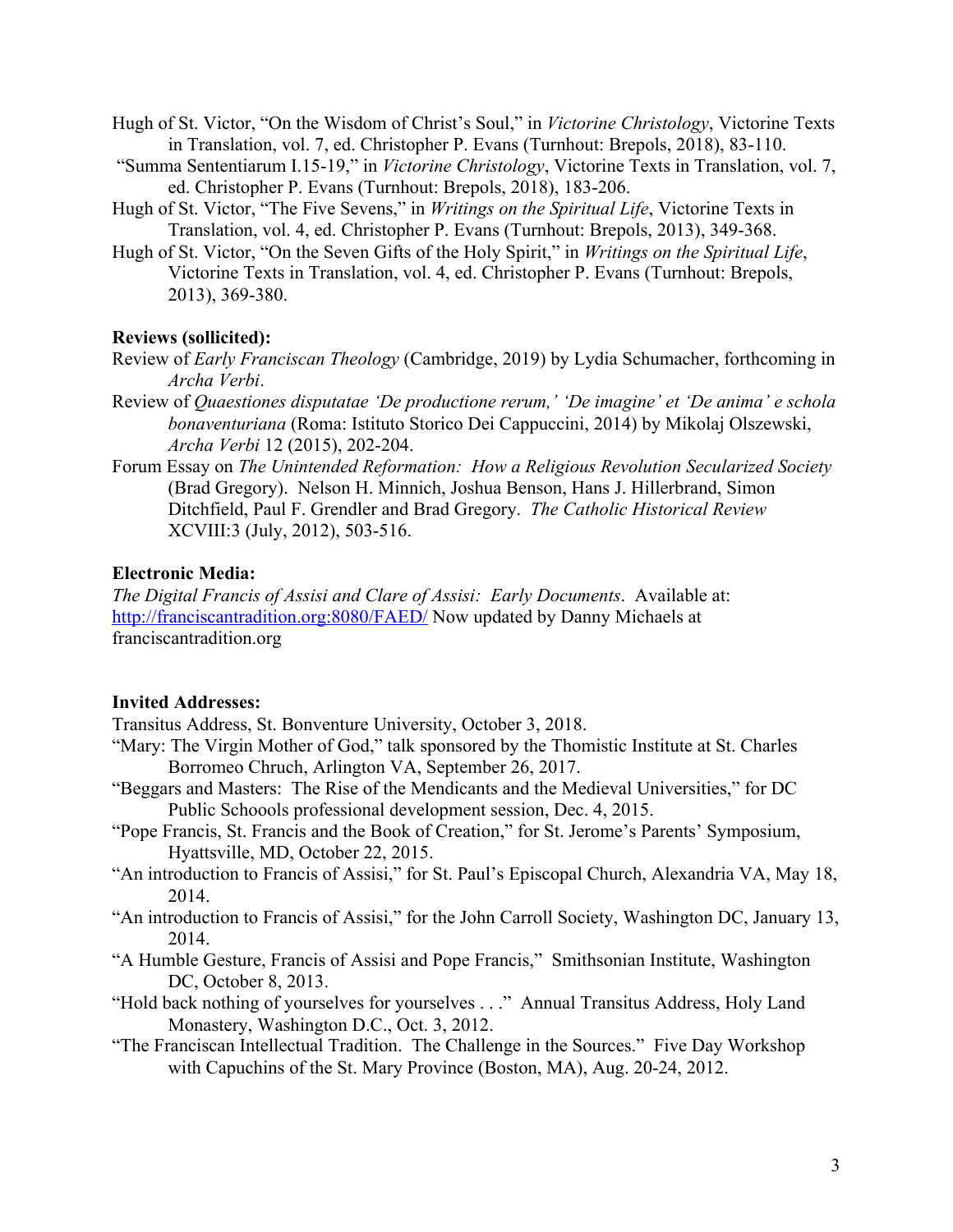Hugh of St. Victor, "On the Wisdom of Christ's Soul," in *Victorine Christology*, Victorine Texts in Translation, vol. 7, ed. Christopher P. Evans (Turnhout: Brepols, 2018), 83-110.

"Summa Sententiarum I.15-19," in *Victorine Christology*, Victorine Texts in Translation, vol. 7, ed. Christopher P. Evans (Turnhout: Brepols, 2018), 183-206.

Hugh of St. Victor, "The Five Sevens," in *Writings on the Spiritual Life*, Victorine Texts in Translation, vol. 4, ed. Christopher P. Evans (Turnhout: Brepols, 2013), 349-368.

Hugh of St. Victor, "On the Seven Gifts of the Holy Spirit," in *Writings on the Spiritual Life*, Victorine Texts in Translation, vol. 4, ed. Christopher P. Evans (Turnhout: Brepols, 2013), 369-380.

**Reviews (sollicited):**

Review of *Early Franciscan Theology* (Cambridge, 2019) by Lydia Schumacher, forthcoming in *Archa Verbi*.

Review of *Quaestiones disputatae 'De productione rerum,' 'De imagine' et 'De anima' e schola bonaventuriana* (Roma: Istituto Storico Dei Cappuccini, 2014) by Mikolaj Olszewski, *Archa Verbi* 12 (2015), 202-204.

Forum Essay on *The Unintended Reformation: How a Religious Revolution Secularized Society* (Brad Gregory). Nelson H. Minnich, Joshua Benson, Hans J. Hillerbrand, Simon Ditchfield, Paul F. Grendler and Brad Gregory. *The Catholic Historical Review* XCVIII:3 (July, 2012), 503-516.

**Electronic Media:**

*The Digital Francis of Assisi and Clare of Assisi: Early Documents*. Available at: http://franciscantradition.org:8080/FAED/ Now updated by Danny Michaels at franciscantradition.org

**Invited Addresses:**

Transitus Address, St. Bonventure University, October 3, 2018.

"Mary: The Virgin Mother of God," talk sponsored by the Thomistic Institute at St. Charles Borromeo Chruch, Arlington VA, September 26, 2017.

"Beggars and Masters: The Rise of the Mendicants and the Medieval Universities," for DC Public Schoools professional development session, Dec. 4, 2015.

"Pope Francis, St. Francis and the Book of Creation," for St. Jerome's Parents' Symposium, Hyattsville, MD, October 22, 2015.

"An introduction to Francis of Assisi," for St. Paul's Episcopal Church, Alexandria VA, May 18, 2014.

"An introduction to Francis of Assisi," for the John Carroll Society, Washington DC, January 13, 2014.

"A Humble Gesture, Francis of Assisi and Pope Francis," Smithsonian Institute, Washington DC, October 8, 2013.

"Hold back nothing of yourselves for yourselves . . ." Annual Transitus Address, Holy Land Monastery, Washington D.C., Oct. 3, 2012.

"The Franciscan Intellectual Tradition. The Challenge in the Sources." Five Day Workshop with Capuchins of the St. Mary Province (Boston, MA), Aug. 20-24, 2012.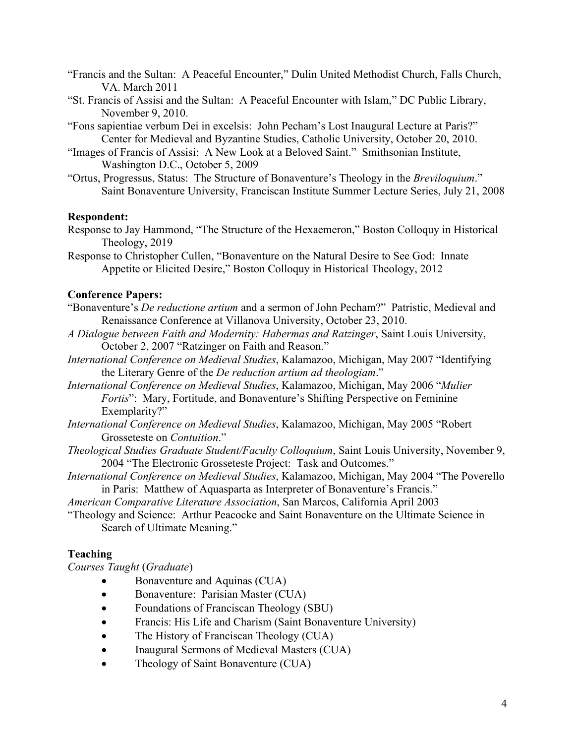"Francis and the Sultan: A Peaceful Encounter," Dulin United Methodist Church, Falls Church, VA. March 2011

"St. Francis of Assisi and the Sultan: A Peaceful Encounter with Islam," DC Public Library, November 9, 2010.

"Fons sapientiae verbum Dei in excelsis: John Pecham's Lost Inaugural Lecture at Paris?" Center for Medieval and Byzantine Studies, Catholic University, October 20, 2010.

"Images of Francis of Assisi: A New Look at a Beloved Saint." Smithsonian Institute, Washington D.C., October 5, 2009

"Ortus, Progressus, Status: The Structure of Bonaventure's Theology in the *Breviloquium*." Saint Bonaventure University, Franciscan Institute Summer Lecture Series, July 21, 2008

**Respondent:**

Response to Jay Hammond, "The Structure of the Hexaemeron," Boston Colloquy in Historical Theology, 2019

Response to Christopher Cullen, "Bonaventure on the Natural Desire to See God: Innate Appetite or Elicited Desire," Boston Colloquy in Historical Theology, 2012

**Conference Papers:**

"Bonaventure's *De reductione artium* and a sermon of John Pecham?" Patristic, Medieval and Renaissance Conference at Villanova University, October 23, 2010.

*A Dialogue between Faith and Modernity: Habermas and Ratzinger*, Saint Louis University, October 2, 2007 "Ratzinger on Faith and Reason."

*International Conference on Medieval Studies*, Kalamazoo, Michigan, May 2007 "Identifying the Literary Genre of the *De reduction artium ad theologiam*."

*International Conference on Medieval Studies*, Kalamazoo, Michigan, May 2006 "*Mulier Fortis*": Mary, Fortitude, and Bonaventure's Shifting Perspective on Feminine Exemplarity?"

*International Conference on Medieval Studies*, Kalamazoo, Michigan, May 2005 "Robert Grosseteste on *Contuition*."

*Theological Studies Graduate Student/Faculty Colloquium*, Saint Louis University, November 9, 2004 "The Electronic Grosseteste Project: Task and Outcomes."

*International Conference on Medieval Studies*, Kalamazoo, Michigan, May 2004 "The Poverello in Paris: Matthew of Aquasparta as Interpreter of Bonaventure's Francis."

*American Comparative Literature Association*, San Marcos, California April 2003

"Theology and Science: Arthur Peacocke and Saint Bonaventure on the Ultimate Science in Search of Ultimate Meaning."

## Teaching

*Courses Taught* (*Graduate*)

- Bonaventure and Aquinas (CUA)
- Bonaventure: Parisian Master (CUA)
- Foundations of Franciscan Theology (SBU)
- Francis: His Life and Charism (Saint Bonaventure University)
- The History of Franciscan Theology (CUA)
- Inaugural Sermons of Medieval Masters (CUA)
- Theology of Saint Bonaventure (CUA)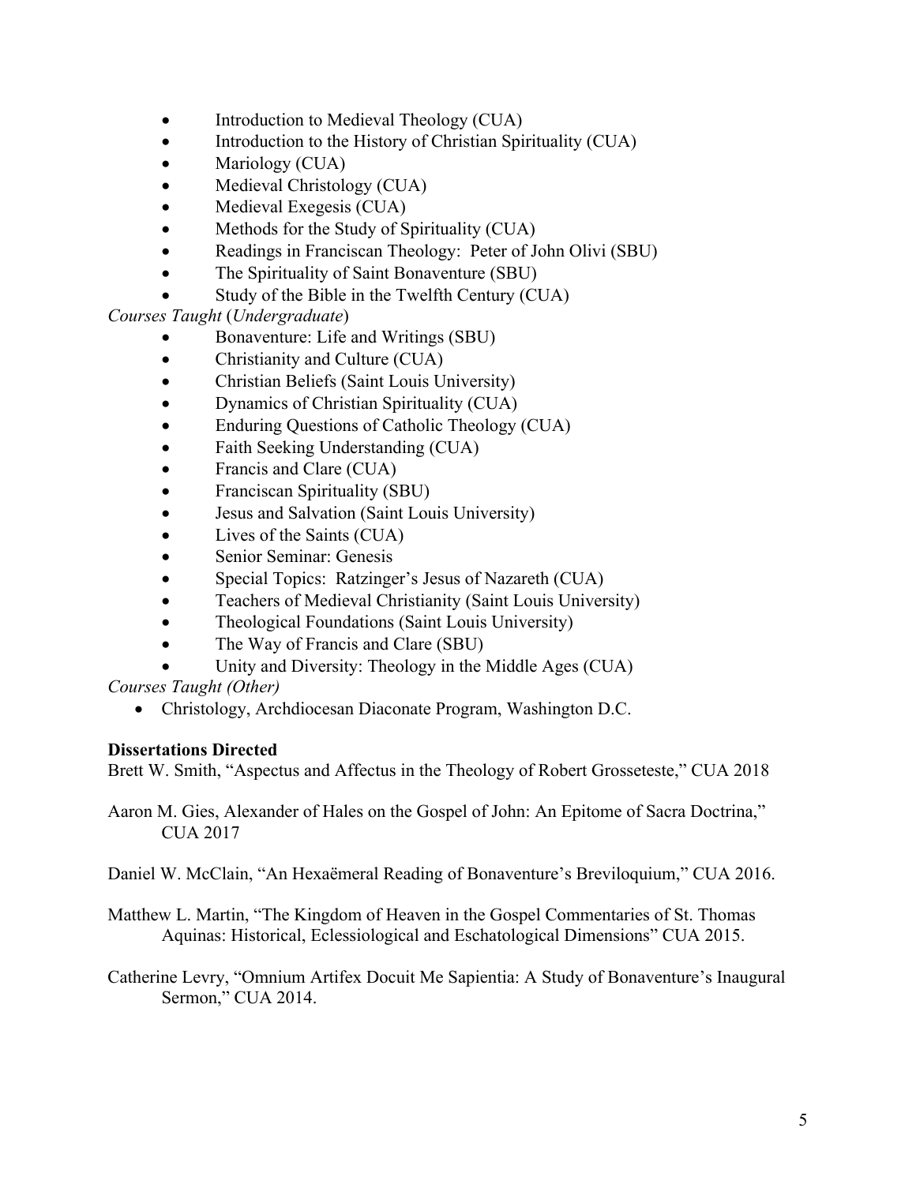- Introduction to Medieval Theology (CUA)
- Introduction to the History of Christian Spirituality (CUA)
- Mariology (CUA)
- Medieval Christology (CUA)
- Medieval Exegesis (CUA)
- Methods for the Study of Spirituality (CUA)
- Readings in Franciscan Theology: Peter of John Olivi (SBU)
- The Spirituality of Saint Bonaventure (SBU)
- Study of the Bible in the Twelfth Century (CUA)

*Courses Taught* (*Undergraduate*)

- Bonaventure: Life and Writings (SBU)
- Christianity and Culture (CUA)
- Christian Beliefs (Saint Louis University)
- Dynamics of Christian Spirituality (CUA)
- Enduring Questions of Catholic Theology (CUA)
- Faith Seeking Understanding (CUA)
- Francis and Clare (CUA)
- Franciscan Spirituality (SBU)
- Jesus and Salvation (Saint Louis University)
- Lives of the Saints (CUA)
- Senior Seminar: Genesis
- Special Topics: Ratzinger's Jesus of Nazareth (CUA)
- Teachers of Medieval Christianity (Saint Louis University)
- Theological Foundations (Saint Louis University)
- The Way of Francis and Clare (SBU)
- Unity and Diversity: Theology in the Middle Ages (CUA)

*Courses Taught (Other)*

- Christology, Archdiocesan Diaconate Program, Washington D.C.

**Dissertations Directed**

Brett W. Smith, "Aspectus and Affectus in the Theology of Robert Grosseteste," CUA 2018

Aaron M. Gies, Alexander of Hales on the Gospel of John: An Epitome of Sacra Doctrina," CUA 2017

Daniel W. McClain, "An Hexaëmeral Reading of Bonaventure's Breviloquium," CUA 2016.

Matthew L. Martin, "The Kingdom of Heaven in the Gospel Commentaries of St. Thomas Aquinas: Historical, Eclessiological and Eschatological Dimensions" CUA 2015.

Catherine Levry, "Omnium Artifex Docuit Me Sapientia: A Study of Bonaventure's Inaugural Sermon," CUA 2014.